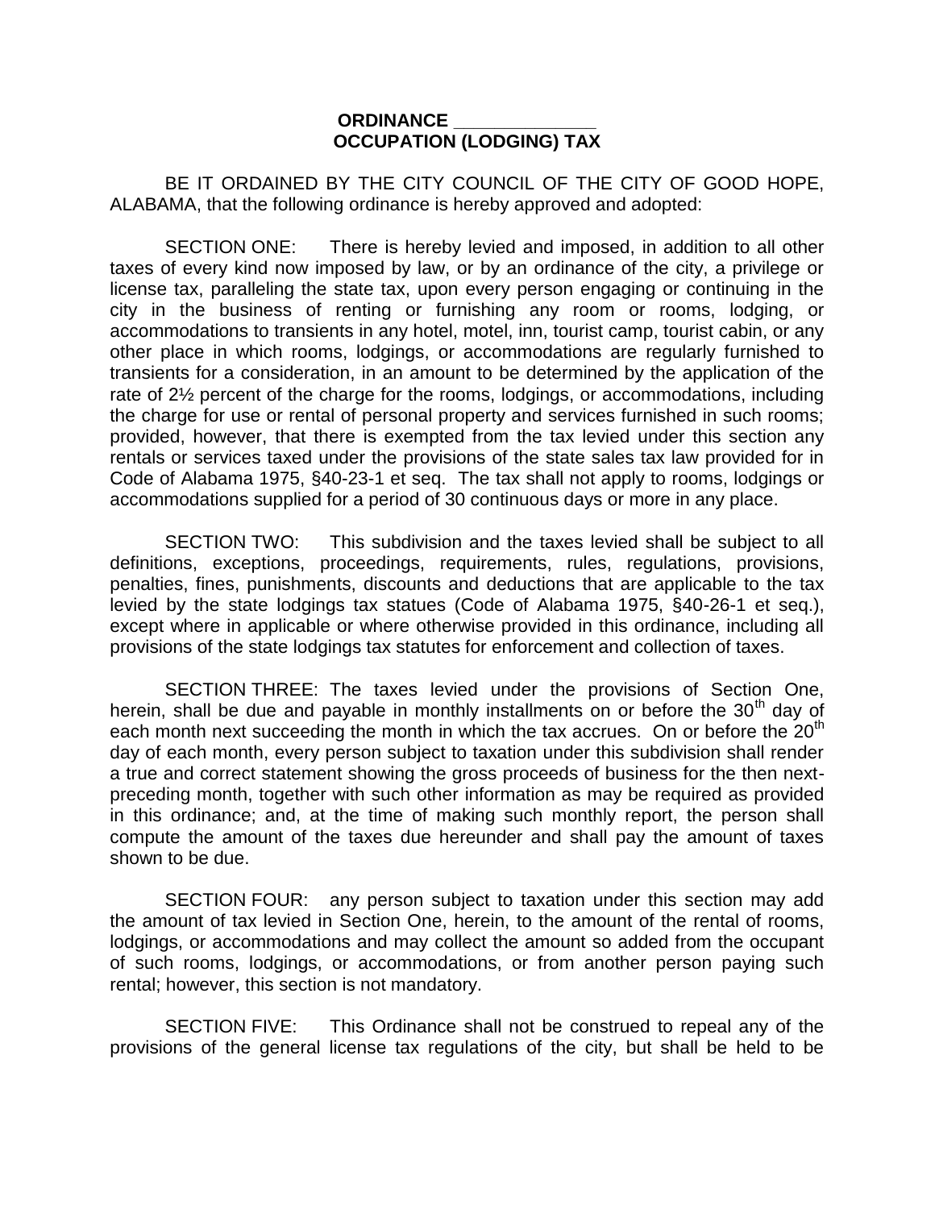**ORDINANCE \_\_\_\_\_\_\_\_\_\_\_\_\_\_**
**OCCUPATION (LODGING) TAX**

BE IT ORDAINED BY THE CITY COUNCIL OF THE CITY OF GOOD HOPE, ALABAMA, that the following ordinance is hereby approved and adopted:

SECTION ONE: There is hereby levied and imposed, in addition to all other taxes of every kind now imposed by law, or by an ordinance of the city, a privilege or license tax, paralleling the state tax, upon every person engaging or continuing in the city in the business of renting or furnishing any room or rooms, lodging, or accommodations to transients in any hotel, motel, inn, tourist camp, tourist cabin, or any other place in which rooms, lodgings, or accommodations are regularly furnished to transients for a consideration, in an amount to be determined by the application of the rate of 2½ percent of the charge for the rooms, lodgings, or accommodations, including the charge for use or rental of personal property and services furnished in such rooms; provided, however, that there is exempted from the tax levied under this section any rentals or services taxed under the provisions of the state sales tax law provided for in Code of Alabama 1975, §40-23-1 et seq. The tax shall not apply to rooms, lodgings or accommodations supplied for a period of 30 continuous days or more in any place.

SECTION TWO: This subdivision and the taxes levied shall be subject to all definitions, exceptions, proceedings, requirements, rules, regulations, provisions, penalties, fines, punishments, discounts and deductions that are applicable to the tax levied by the state lodgings tax statues (Code of Alabama 1975, §40-26-1 et seq.), except where in applicable or where otherwise provided in this ordinance, including all provisions of the state lodgings tax statutes for enforcement and collection of taxes.

SECTION THREE: The taxes levied under the provisions of Section One, herein, shall be due and payable in monthly installments on or before the 30th day of each month next succeeding the month in which the tax accrues. On or before the 20th day of each month, every person subject to taxation under this subdivision shall render a true and correct statement showing the gross proceeds of business for the then next-preceding month, together with such other information as may be required as provided in this ordinance; and, at the time of making such monthly report, the person shall compute the amount of the taxes due hereunder and shall pay the amount of taxes shown to be due.

SECTION FOUR: any person subject to taxation under this section may add the amount of tax levied in Section One, herein, to the amount of the rental of rooms, lodgings, or accommodations and may collect the amount so added from the occupant of such rooms, lodgings, or accommodations, or from another person paying such rental; however, this section is not mandatory.

SECTION FIVE: This Ordinance shall not be construed to repeal any of the provisions of the general license tax regulations of the city, but shall be held to be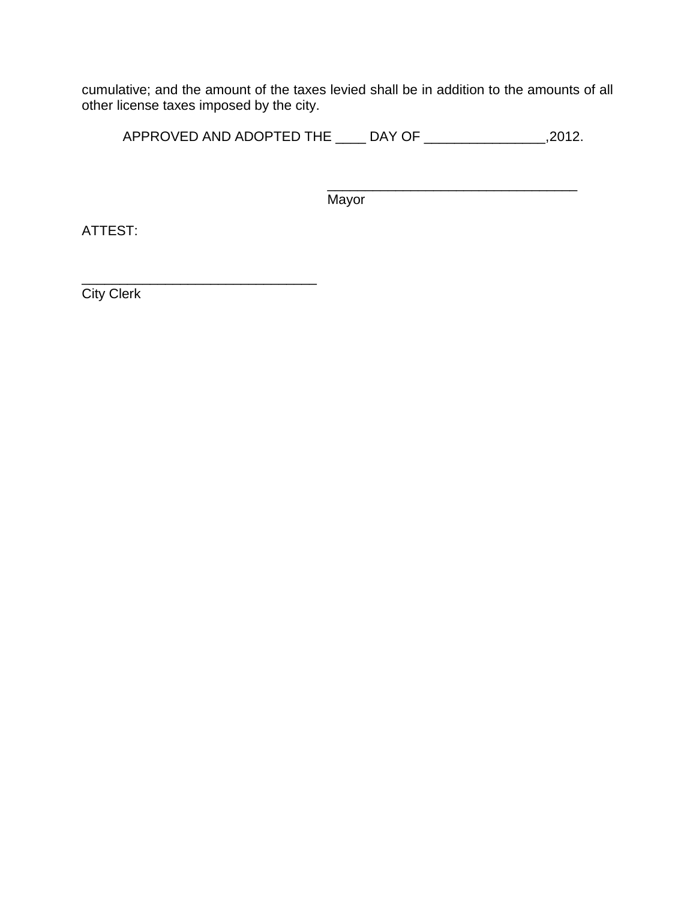cumulative; and the amount of the taxes levied shall be in addition to the amounts of all other license taxes imposed by the city.

APPROVED AND ADOPTED THE ____ DAY OF ________________,2012.

__________________________________
Mayor

ATTEST:

________________________________
City Clerk